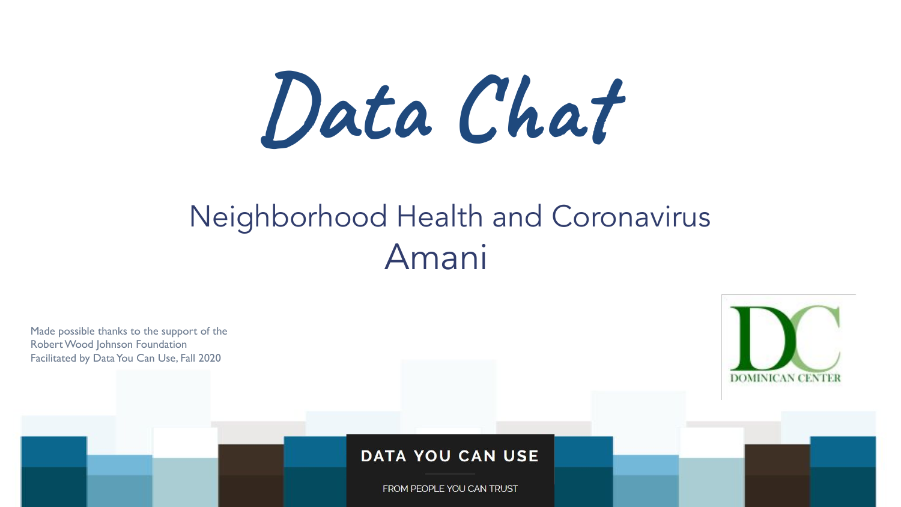# Data Chat

## Neighborhood Health and Coronavirus
## Amani

Made possible thanks to the support of the
Robert Wood Johnson Foundation
Facilitated by Data You Can Use, Fall 2020

DOMINICAN CENTER

DATA YOU CAN USE

FROM PEOPLE YOU CAN TRUST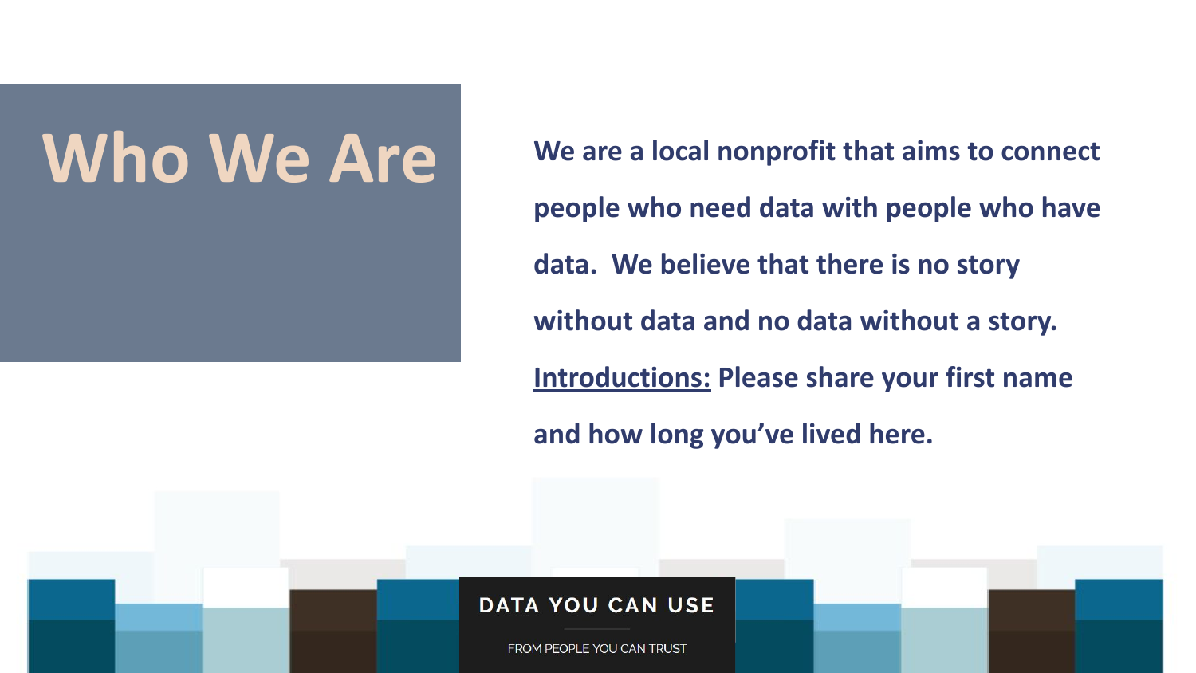# Who We Are

**We are a local nonprofit that aims to connect people who need data with people who have data. We believe that there is no story without data and no data without a story.**

**Introductions: Please share your first name and how long you've lived here.**

**DATA YOU CAN USE**

FROM PEOPLE YOU CAN TRUST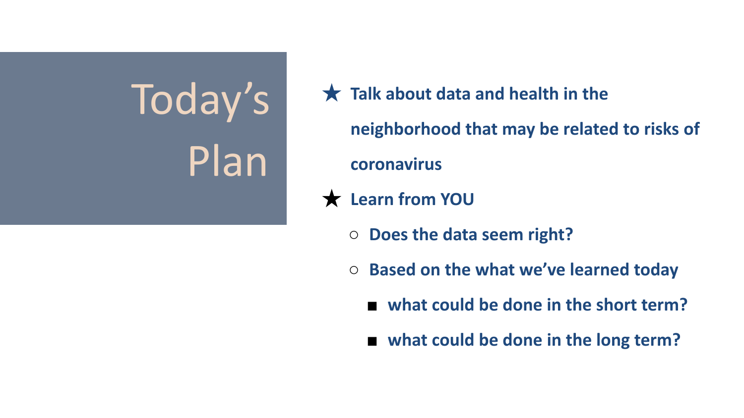# Today's Plan

- **Talk about data and health in the neighborhood that may be related to risks of coronavirus**
- **Learn from YOU**
  - **Does the data seem right?**
  - **Based on the what we've learned today**
    - **what could be done in the short term?**
    - **what could be done in the long term?**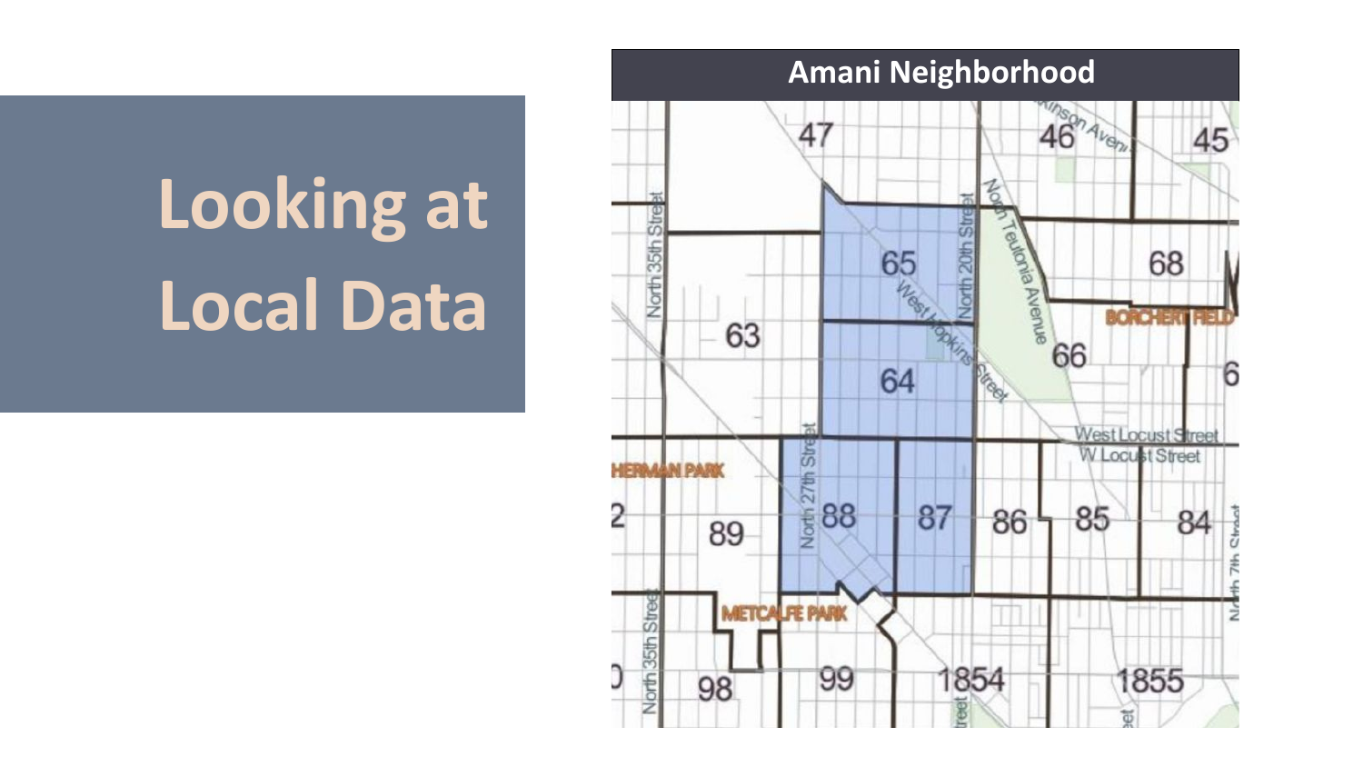# Looking at Local Data

**Amani Neighborhood**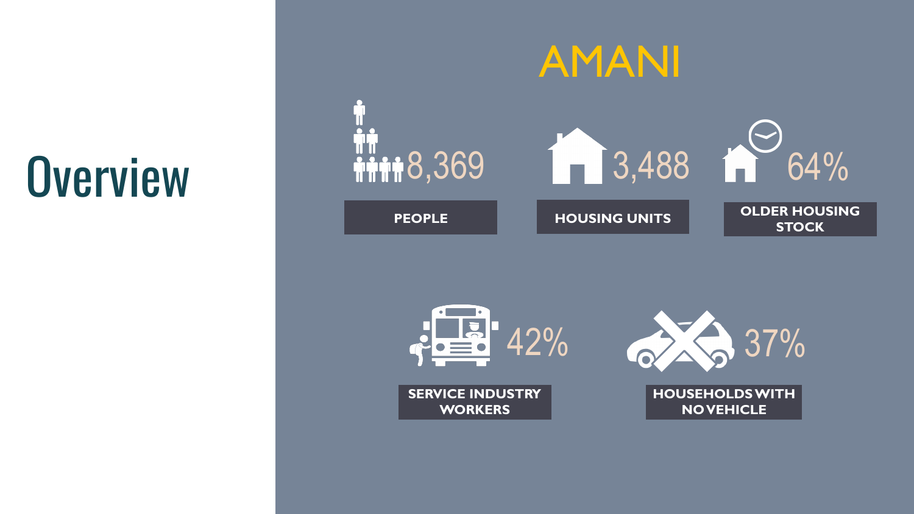# Overview

## AMANI

- **8,369** — PEOPLE
- **3,488** — HOUSING UNITS
- **64%** — OLDER HOUSING STOCK
- **42%** — SERVICE INDUSTRY WORKERS
- **37%** — HOUSEHOLDS WITH NO VEHICLE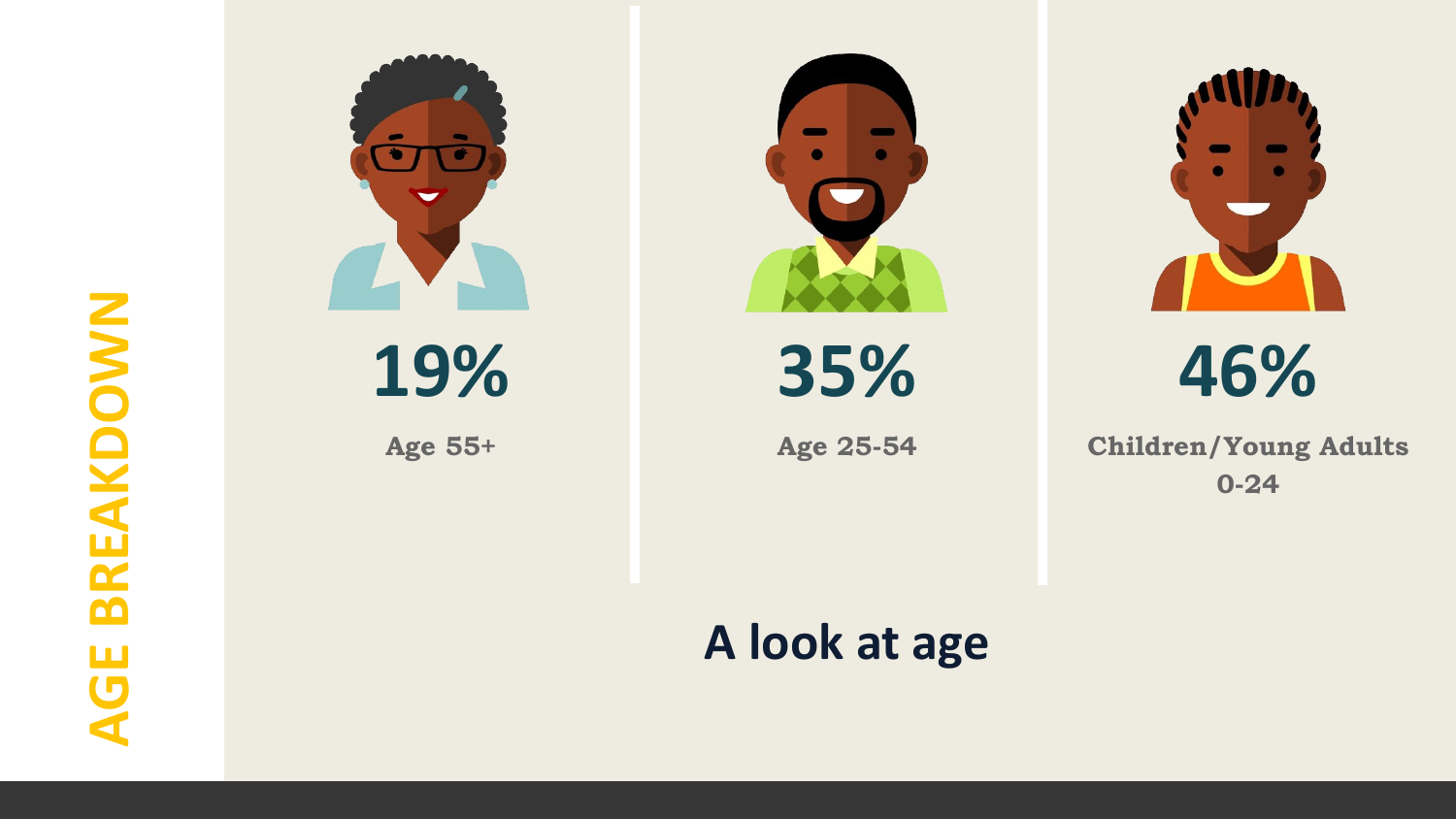# AGE BREAKDOWN

**19%**

Age 55+

**35%**

Age 25-54

**46%**

Children/Young Adults 0-24

## A look at age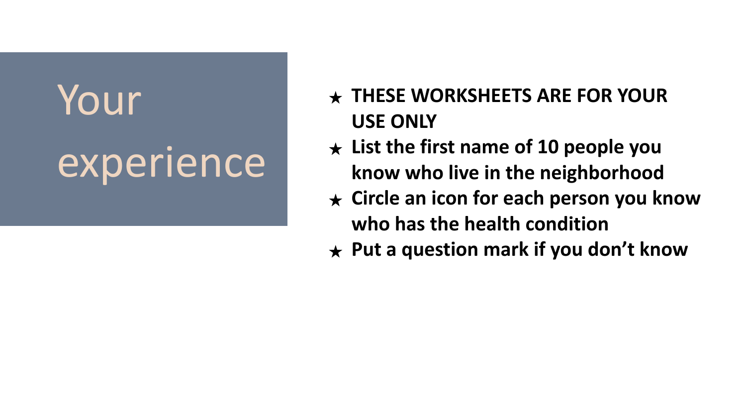# Your experience

- **THESE WORKSHEETS ARE FOR YOUR USE ONLY**
- **List the first name of 10 people you know who live in the neighborhood**
- **Circle an icon for each person you know who has the health condition**
- **Put a question mark if you don't know**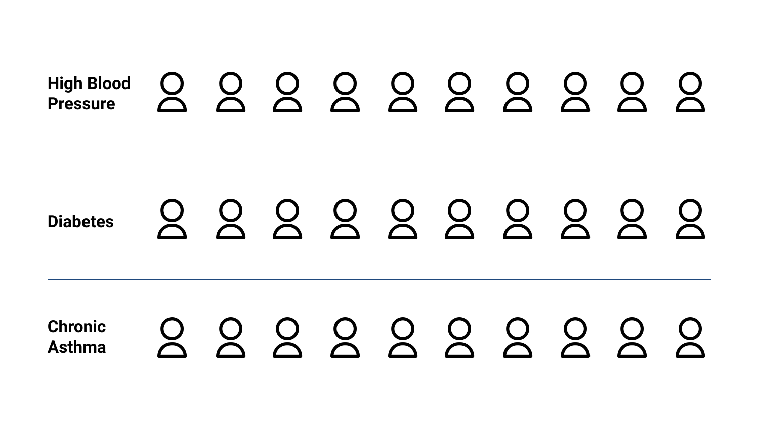High Blood Pressure

Diabetes

Chronic Asthma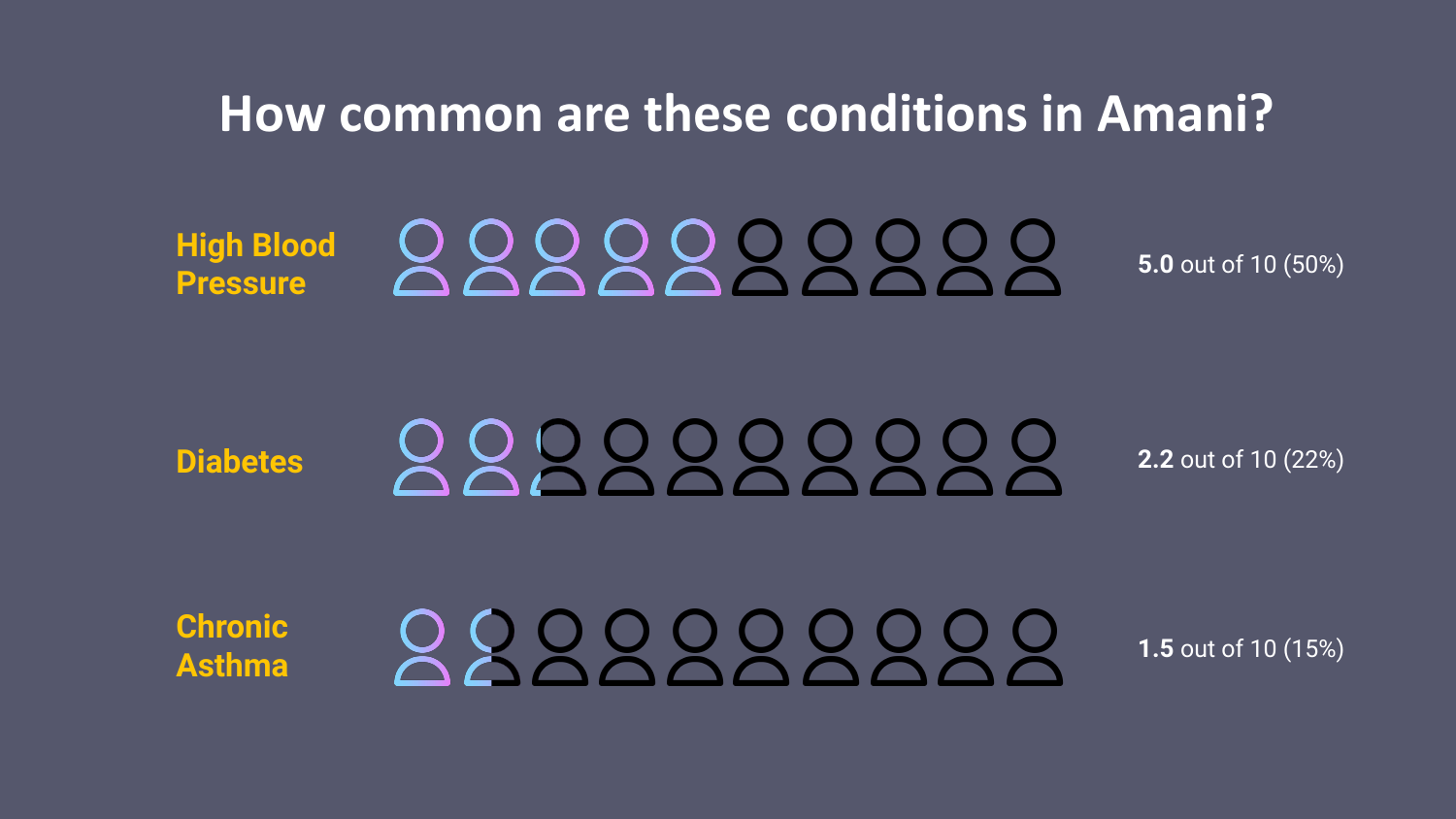# How common are these conditions in Amani?

**High Blood Pressure** — **5.0** out of 10 (50%)

**Diabetes** — **2.2** out of 10 (22%)

**Chronic Asthma** — **1.5** out of 10 (15%)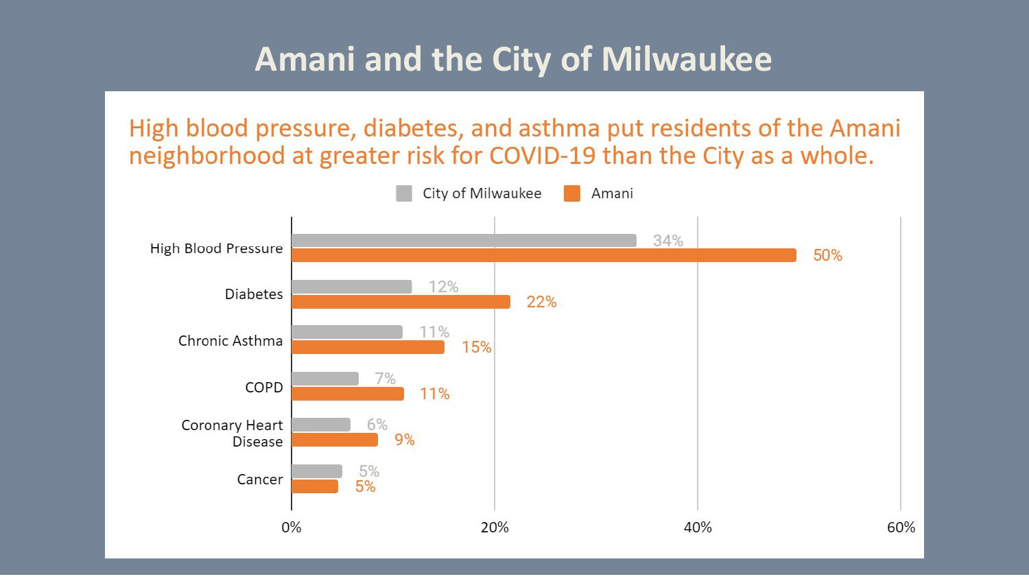# Amani and the City of Milwaukee

## High blood pressure, diabetes, and asthma put residents of the Amani neighborhood at greater risk for COVID-19 than the City as a whole.

| | City of Milwaukee | Amani |
|---|---|---|
| High Blood Pressure | 34% | 50% |
| Diabetes | 12% | 22% |
| Chronic Asthma | 11% | 15% |
| COPD | 7% | 11% |
| Coronary Heart Disease | 6% | 9% |
| Cancer | 5% | 5% |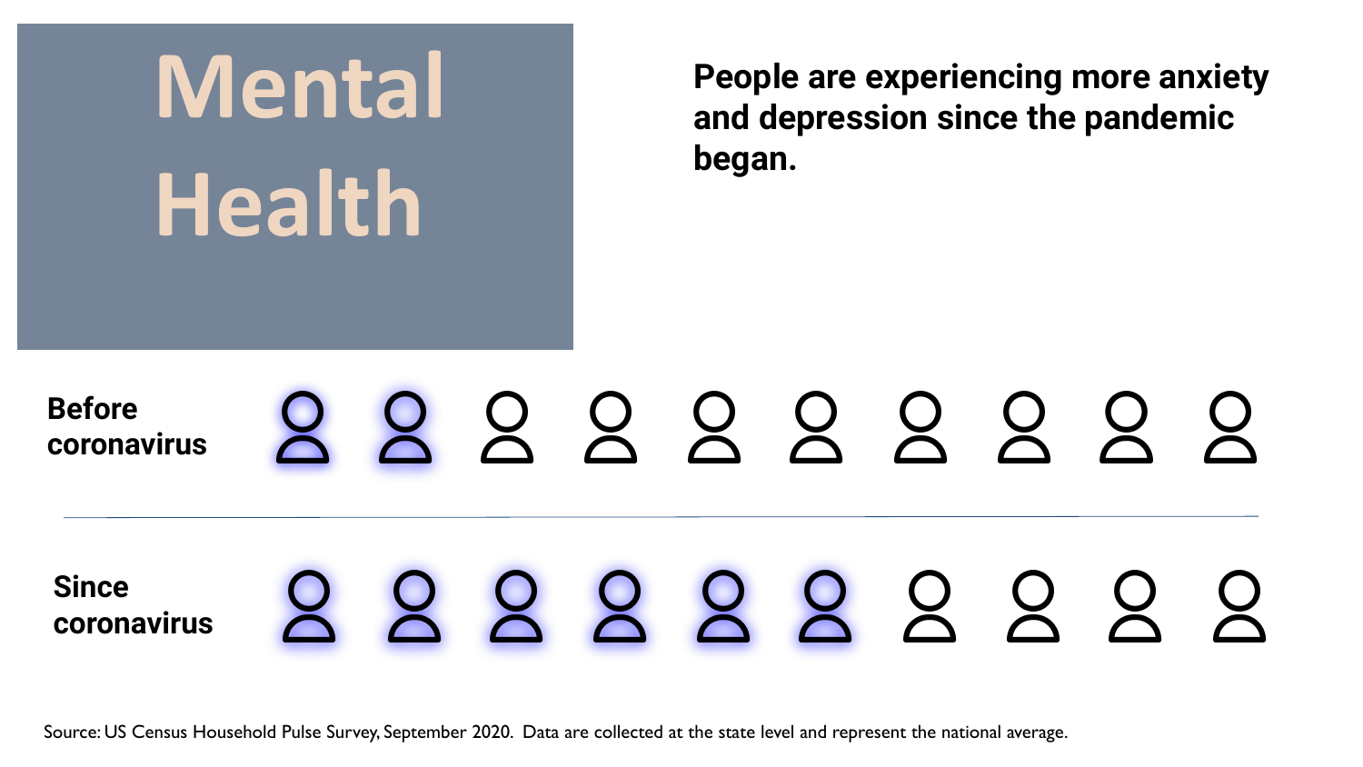# Mental Health

**People are experiencing more anxiety and depression since the pandemic began.**

**Before coronavirus**

**Since coronavirus**

Source: US Census Household Pulse Survey, September 2020. Data are collected at the state level and represent the national average.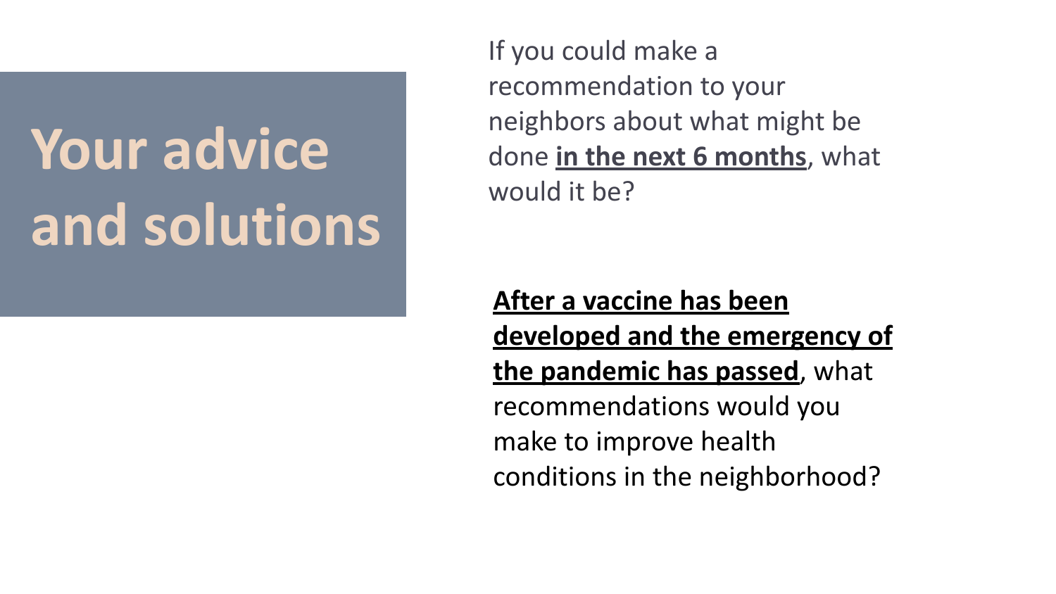# Your advice and solutions

If you could make a recommendation to your neighbors about what might be done **in the next 6 months**, what would it be?

**After a vaccine has been developed and the emergency of the pandemic has passed**, what recommendations would you make to improve health conditions in the neighborhood?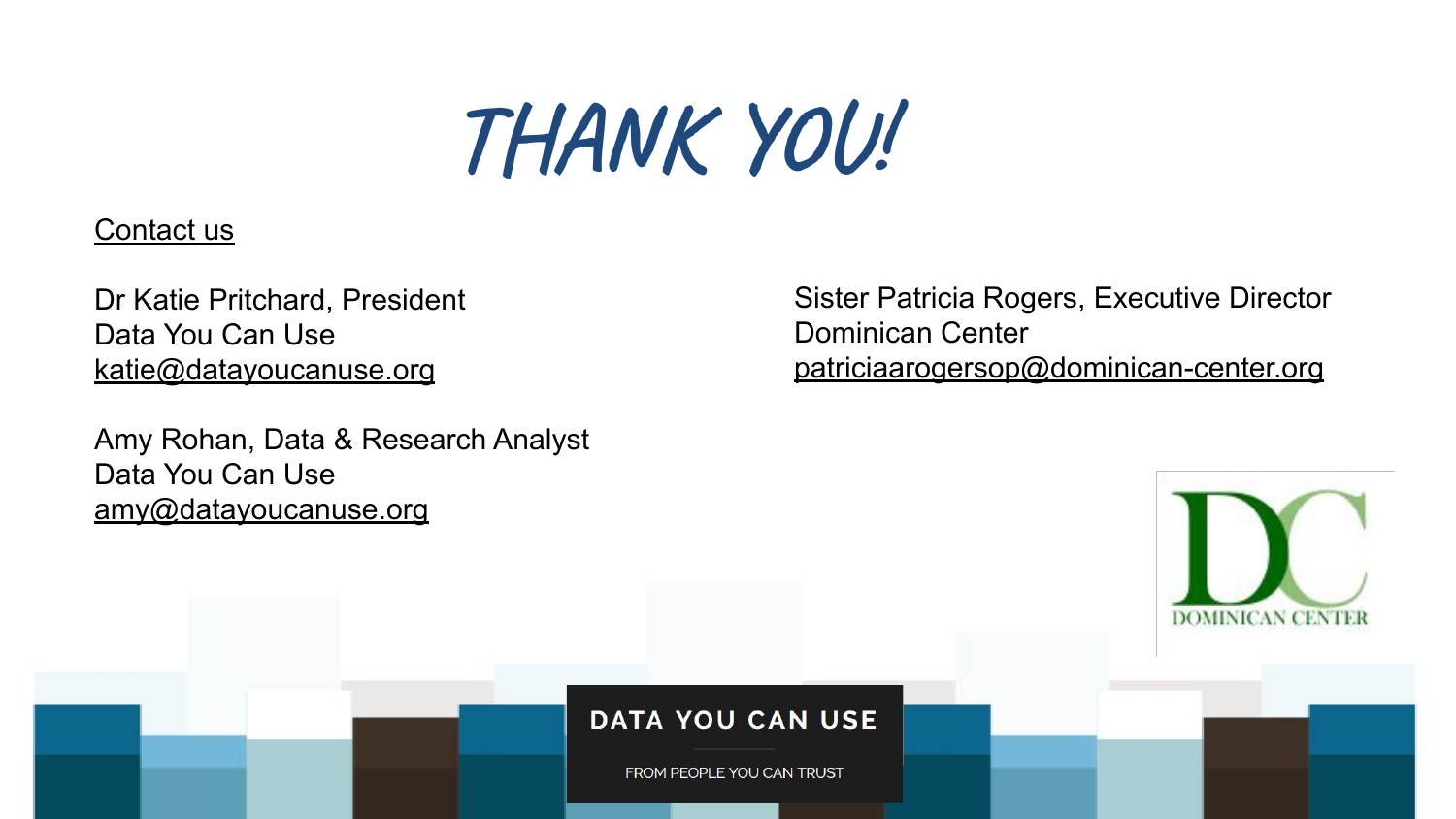# THANK YOU!

Contact us

Dr Katie Pritchard, President
Data You Can Use
katie@datayoucanuse.org

Amy Rohan, Data & Research Analyst
Data You Can Use
amy@datayoucanuse.org

Sister Patricia Rogers, Executive Director
Dominican Center
patriciaarogersop@dominican-center.org

DOMINICAN CENTER

DATA YOU CAN USE

FROM PEOPLE YOU CAN TRUST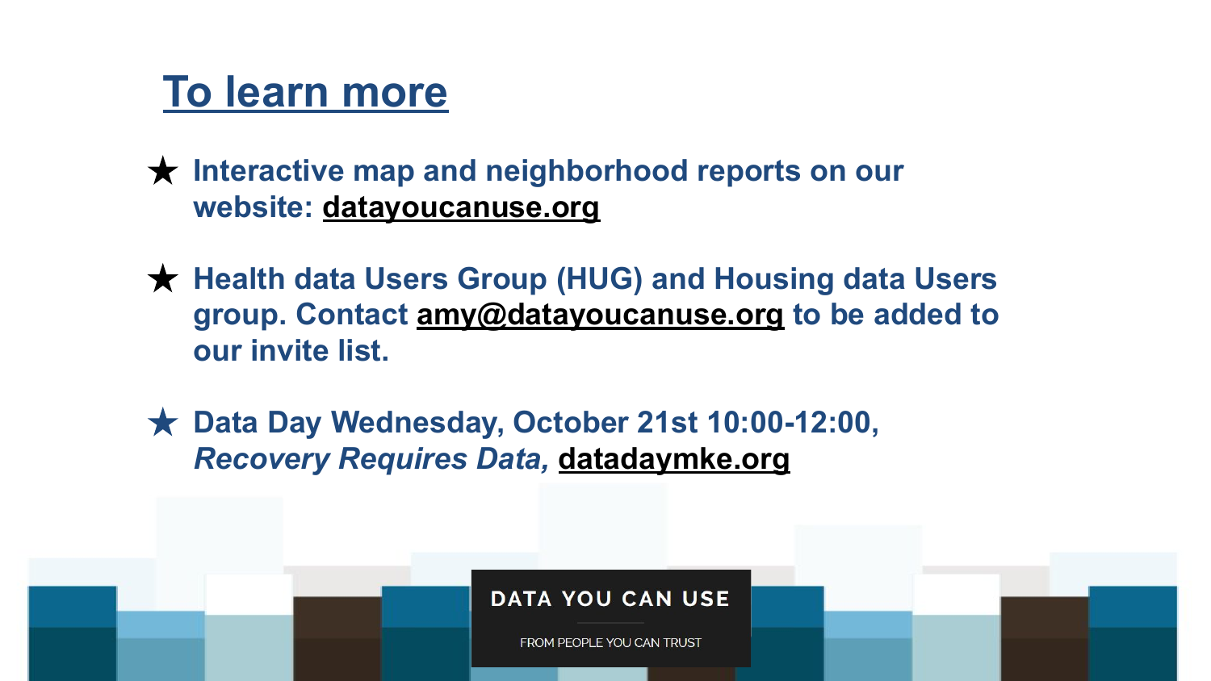# To learn more

- **Interactive map and neighborhood reports on our website: datayoucanuse.org**
- **Health data Users Group (HUG) and Housing data Users group. Contact amy@datayoucanuse.org to be added to our invite list.**
- **Data Day Wednesday, October 21st 10:00-12:00, *Recovery Requires Data,* datadaymke.org**

DATA YOU CAN USE

FROM PEOPLE YOU CAN TRUST